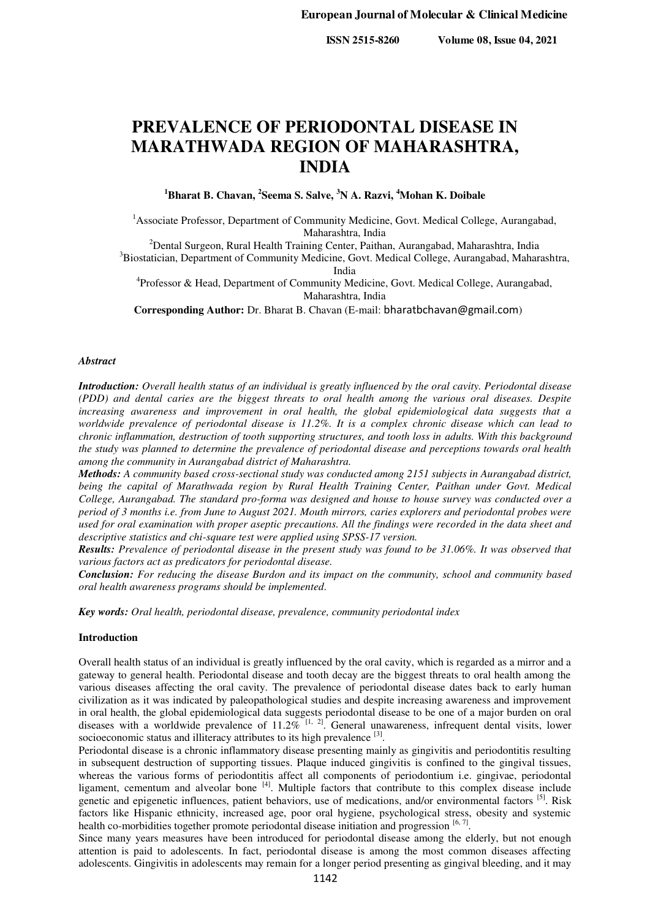# PREVALENCE OF PERIODONTAL DISEASE IN MARATHWADA REGION OF MAHARASHTRA, INDIA

**[1]Bharat B. Chavan, [2]Seema S. Salve, [3]N A. Razvi, [4]Mohan K. Doibale**

[1]Associate Professor, Department of Community Medicine, Govt. Medical College, Aurangabad, Maharashtra, India
[2]Dental Surgeon, Rural Health Training Center, Paithan, Aurangabad, Maharashtra, India
[3]Biostatician, Department of Community Medicine, Govt. Medical College, Aurangabad, Maharashtra, India
[4]Professor & Head, Department of Community Medicine, Govt. Medical College, Aurangabad, Maharashtra, India

**Corresponding Author:** Dr. Bharat B. Chavan (E-mail: bharatbchavan@gmail.com)

***Abstract***

***Introduction:*** *Overall health status of an individual is greatly influenced by the oral cavity. Periodontal disease (PDD) and dental caries are the biggest threats to oral health among the various oral diseases. Despite increasing awareness and improvement in oral health, the global epidemiological data suggests that a worldwide prevalence of periodontal disease is 11.2%. It is a complex chronic disease which can lead to chronic inflammation, destruction of tooth supporting structures, and tooth loss in adults. With this background the study was planned to determine the prevalence of periodontal disease and perceptions towards oral health among the community in Aurangabad district of Maharashtra.*

***Methods:*** *A community based cross-sectional study was conducted among 2151 subjects in Aurangabad district, being the capital of Marathwada region by Rural Health Training Center, Paithan under Govt. Medical College, Aurangabad. The standard pro-forma was designed and house to house survey was conducted over a period of 3 months i.e. from June to August 2021. Mouth mirrors, caries explorers and periodontal probes were used for oral examination with proper aseptic precautions. All the findings were recorded in the data sheet and descriptive statistics and chi-square test were applied using SPSS-17 version.*

***Results:*** *Prevalence of periodontal disease in the present study was found to be 31.06%. It was observed that various factors act as predicators for periodontal disease.*

***Conclusion:*** *For reducing the disease Burdon and its impact on the community, school and community based oral health awareness programs should be implemented.*

***Key words:*** *Oral health, periodontal disease, prevalence, community periodontal index*

## Introduction

Overall health status of an individual is greatly influenced by the oral cavity, which is regarded as a mirror and a gateway to general health. Periodontal disease and tooth decay are the biggest threats to oral health among the various diseases affecting the oral cavity. The prevalence of periodontal disease dates back to early human civilization as it was indicated by paleopathological studies and despite increasing awareness and improvement in oral health, the global epidemiological data suggests periodontal disease to be one of a major burden on oral diseases with a worldwide prevalence of 11.2% [1, 2]. General unawareness, infrequent dental visits, lower socioeconomic status and illiteracy attributes to its high prevalence [3].

Periodontal disease is a chronic inflammatory disease presenting mainly as gingivitis and periodontitis resulting in subsequent destruction of supporting tissues. Plaque induced gingivitis is confined to the gingival tissues, whereas the various forms of periodontitis affect all components of periodontium i.e. gingivae, periodontal ligament, cementum and alveolar bone [4]. Multiple factors that contribute to this complex disease include genetic and epigenetic influences, patient behaviors, use of medications, and/or environmental factors [5]. Risk factors like Hispanic ethnicity, increased age, poor oral hygiene, psychological stress, obesity and systemic health co-morbidities together promote periodontal disease initiation and progression [6, 7].

Since many years measures have been introduced for periodontal disease among the elderly, but not enough attention is paid to adolescents. In fact, periodontal disease is among the most common diseases affecting adolescents. Gingivitis in adolescents may remain for a longer period presenting as gingival bleeding, and it may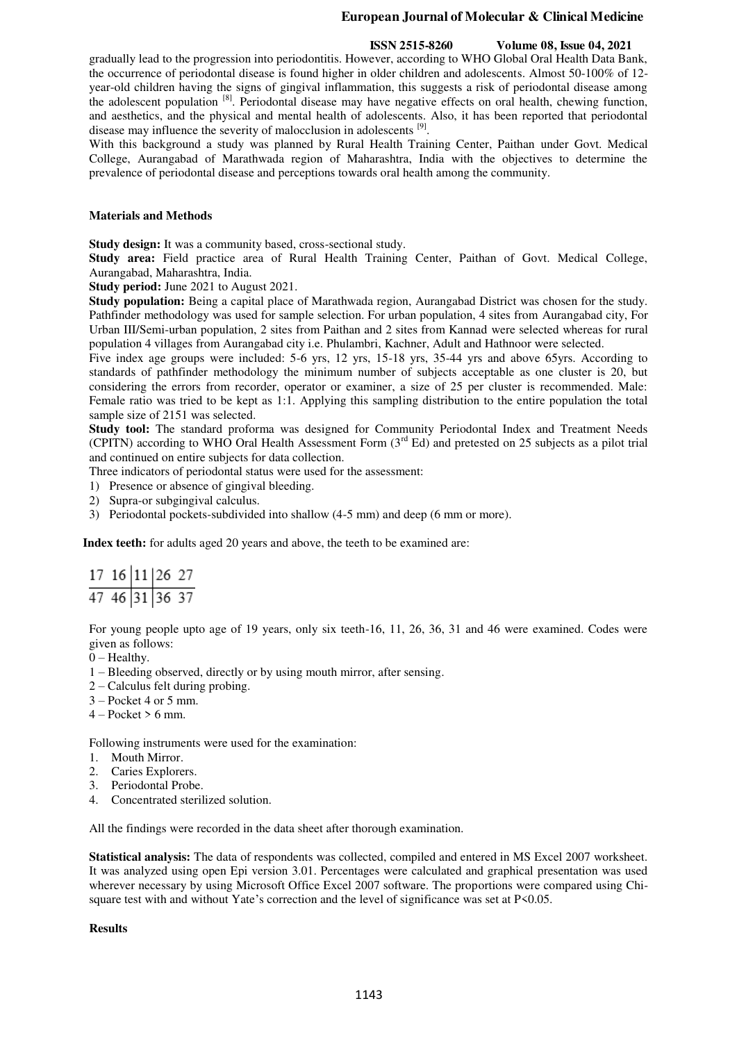gradually lead to the progression into periodontitis. However, according to WHO Global Oral Health Data Bank, the occurrence of periodontal disease is found higher in older children and adolescents. Almost 50-100% of 12-year-old children having the signs of gingival inflammation, this suggests a risk of periodontal disease among the adolescent population [8]. Periodontal disease may have negative effects on oral health, chewing function, and aesthetics, and the physical and mental health of adolescents. Also, it has been reported that periodontal disease may influence the severity of malocclusion in adolescents [9].

With this background a study was planned by Rural Health Training Center, Paithan under Govt. Medical College, Aurangabad of Marathwada region of Maharashtra, India with the objectives to determine the prevalence of periodontal disease and perceptions towards oral health among the community.

## Materials and Methods

**Study design:** It was a community based, cross-sectional study.

**Study area:** Field practice area of Rural Health Training Center, Paithan of Govt. Medical College, Aurangabad, Maharashtra, India.

**Study period:** June 2021 to August 2021.

**Study population:** Being a capital place of Marathwada region, Aurangabad District was chosen for the study. Pathfinder methodology was used for sample selection. For urban population, 4 sites from Aurangabad city, For Urban III/Semi-urban population, 2 sites from Paithan and 2 sites from Kannad were selected whereas for rural population 4 villages from Aurangabad city i.e. Phulambri, Kachner, Adult and Hathnoor were selected.

Five index age groups were included: 5-6 yrs, 12 yrs, 15-18 yrs, 35-44 yrs and above 65yrs. According to standards of pathfinder methodology the minimum number of subjects acceptable as one cluster is 20, but considering the errors from recorder, operator or examiner, a size of 25 per cluster is recommended. Male: Female ratio was tried to be kept as 1:1. Applying this sampling distribution to the entire population the total sample size of 2151 was selected.

**Study tool:** The standard proforma was designed for Community Periodontal Index and Treatment Needs (CPITN) according to WHO Oral Health Assessment Form (3rd Ed) and pretested on 25 subjects as a pilot trial and continued on entire subjects for data collection.

Three indicators of periodontal status were used for the assessment:

1) Presence or absence of gingival bleeding.
2) Supra-or subgingival calculus.
3) Periodontal pockets-subdivided into shallow (4-5 mm) and deep (6 mm or more).

**Index teeth:** for adults aged 20 years and above, the teeth to be examined are:

| 17 | 16 | 11 | 26 | 27 |
|---|---|---|---|---|
| 47 | 46 | 31 | 36 | 37 |

For young people upto age of 19 years, only six teeth-16, 11, 26, 36, 31 and 46 were examined. Codes were given as follows:

0 – Healthy.
1 – Bleeding observed, directly or by using mouth mirror, after sensing.
2 – Calculus felt during probing.
3 – Pocket 4 or 5 mm.
4 – Pocket > 6 mm.

Following instruments were used for the examination:

1. Mouth Mirror.
2. Caries Explorers.
3. Periodontal Probe.
4. Concentrated sterilized solution.

All the findings were recorded in the data sheet after thorough examination.

**Statistical analysis:** The data of respondents was collected, compiled and entered in MS Excel 2007 worksheet. It was analyzed using open Epi version 3.01. Percentages were calculated and graphical presentation was used wherever necessary by using Microsoft Office Excel 2007 software. The proportions were compared using Chi-square test with and without Yate's correction and the level of significance was set at $P<0.05$.

## Results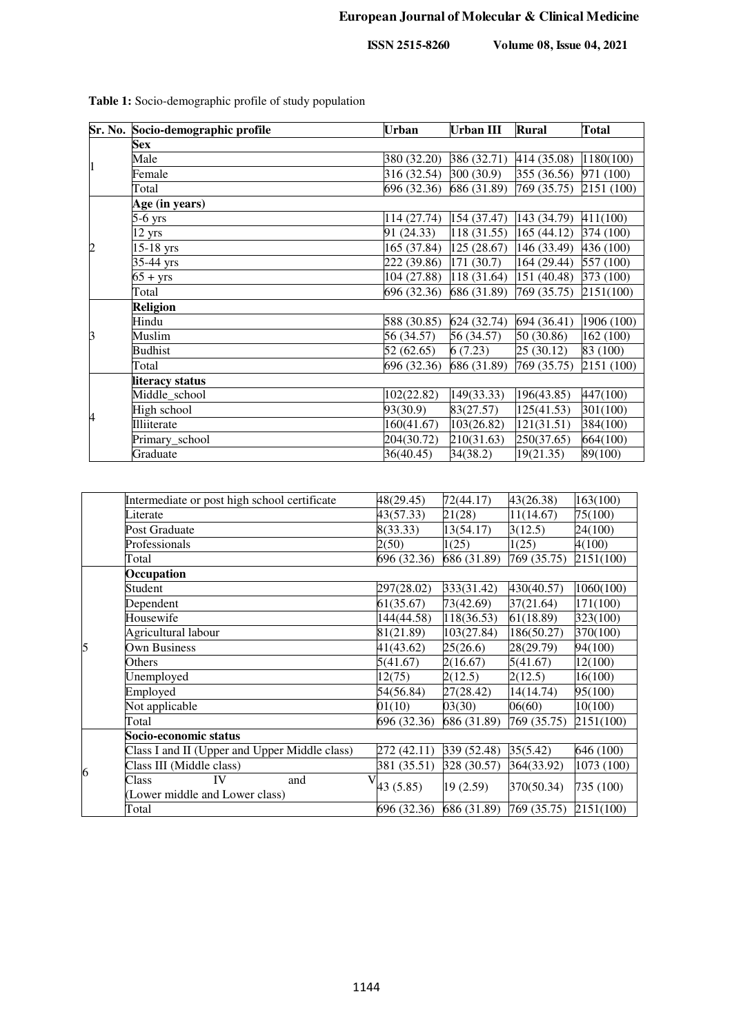**Table 1:** Socio-demographic profile of study population

| Sr. No. | Socio-demographic profile | Urban | Urban III | Rural | Total |
|---|---|---|---|---|---|
| 1 | **Sex** | | | | |
| | Male | 380 (32.20) | 386 (32.71) | 414 (35.08) | 1180(100) |
| | Female | 316 (32.54) | 300 (30.9) | 355 (36.56) | 971 (100) |
| | Total | 696 (32.36) | 686 (31.89) | 769 (35.75) | 2151 (100) |
| 2 | **Age (in years)** | | | | |
| | 5-6 yrs | 114 (27.74) | 154 (37.47) | 143 (34.79) | 411(100) |
| | 12 yrs | 91 (24.33) | 118 (31.55) | 165 (44.12) | 374 (100) |
| | 15-18 yrs | 165 (37.84) | 125 (28.67) | 146 (33.49) | 436 (100) |
| | 35-44 yrs | 222 (39.86) | 171 (30.7) | 164 (29.44) | 557 (100) |
| | 65 + yrs | 104 (27.88) | 118 (31.64) | 151 (40.48) | 373 (100) |
| | Total | 696 (32.36) | 686 (31.89) | 769 (35.75) | 2151(100) |
| 3 | **Religion** | | | | |
| | Hindu | 588 (30.85) | 624 (32.74) | 694 (36.41) | 1906 (100) |
| | Muslim | 56 (34.57) | 56 (34.57) | 50 (30.86) | 162 (100) |
| | Budhist | 52 (62.65) | 6 (7.23) | 25 (30.12) | 83 (100) |
| | Total | 696 (32.36) | 686 (31.89) | 769 (35.75) | 2151 (100) |
| 4 | **literacy status** | | | | |
| | Middle_school | 102(22.82) | 149(33.33) | 196(43.85) | 447(100) |
| | High school | 93(30.9) | 83(27.57) | 125(41.53) | 301(100) |
| | Illiiterate | 160(41.67) | 103(26.82) | 121(31.51) | 384(100) |
| | Primary_school | 204(30.72) | 210(31.63) | 250(37.65) | 664(100) |
| | Graduate | 36(40.45) | 34(38.2) | 19(21.35) | 89(100) |
| | Intermediate or post high school certificate | 48(29.45) | 72(44.17) | 43(26.38) | 163(100) |
| | Literate | 43(57.33) | 21(28) | 11(14.67) | 75(100) |
| | Post Graduate | 8(33.33) | 13(54.17) | 3(12.5) | 24(100) |
| | Professionals | 2(50) | 1(25) | 1(25) | 4(100) |
| | Total | 696 (32.36) | 686 (31.89) | 769 (35.75) | 2151(100) |
| 5 | **Occupation** | | | | |
| | Student | 297(28.02) | 333(31.42) | 430(40.57) | 1060(100) |
| | Dependent | 61(35.67) | 73(42.69) | 37(21.64) | 171(100) |
| | Housewife | 144(44.58) | 118(36.53) | 61(18.89) | 323(100) |
| | Agricultural labour | 81(21.89) | 103(27.84) | 186(50.27) | 370(100) |
| | Own Business | 41(43.62) | 25(26.6) | 28(29.79) | 94(100) |
| | Others | 5(41.67) | 2(16.67) | 5(41.67) | 12(100) |
| | Unemployed | 12(75) | 2(12.5) | 2(12.5) | 16(100) |
| | Employed | 54(56.84) | 27(28.42) | 14(14.74) | 95(100) |
| | Not applicable | 01(10) | 03(30) | 06(60) | 10(100) |
| | Total | 696 (32.36) | 686 (31.89) | 769 (35.75) | 2151(100) |
| 6 | **Socio-economic status** | | | | |
| | Class I and II (Upper and Upper Middle class) | 272 (42.11) | 339 (52.48) | 35(5.42) | 646 (100) |
| | Class III (Middle class) | 381 (35.51) | 328 (30.57) | 364(33.92) | 1073 (100) |
| | Class IV and V (Lower middle and Lower class) | 43 (5.85) | 19 (2.59) | 370(50.34) | 735 (100) |
| | Total | 696 (32.36) | 686 (31.89) | 769 (35.75) | 2151(100) |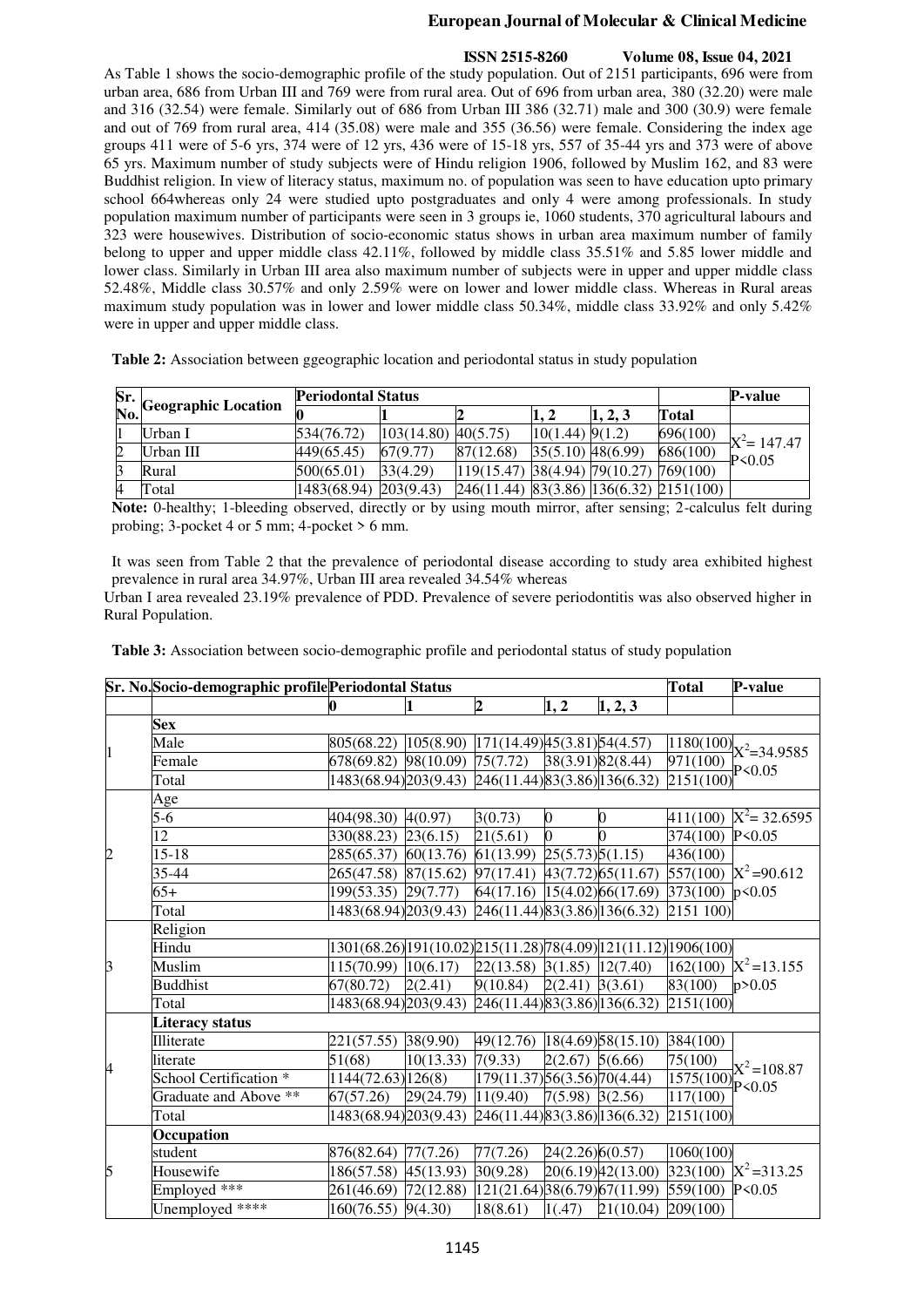As Table 1 shows the socio-demographic profile of the study population. Out of 2151 participants, 696 were from urban area, 686 from Urban III and 769 were from rural area. Out of 696 from urban area, 380 (32.20) were male and 316 (32.54) were female. Similarly out of 686 from Urban III 386 (32.71) male and 300 (30.9) were female and out of 769 from rural area, 414 (35.08) were male and 355 (36.56) were female. Considering the index age groups 411 were of 5-6 yrs, 374 were of 12 yrs, 436 were of 15-18 yrs, 557 of 35-44 yrs and 373 were of above 65 yrs. Maximum number of study subjects were of Hindu religion 1906, followed by Muslim 162, and 83 were Buddhist religion. In view of literacy status, maximum no. of population was seen to have education upto primary school 664whereas only 24 were studied upto postgraduates and only 4 were among professionals. In study population maximum number of participants were seen in 3 groups ie, 1060 students, 370 agricultural labours and 323 were housewives. Distribution of socio-economic status shows in urban area maximum number of family belong to upper and upper middle class 42.11%, followed by middle class 35.51% and 5.85 lower middle and lower class. Similarly in Urban III area also maximum number of subjects were in upper and upper middle class 52.48%, Middle class 30.57% and only 2.59% were on lower and lower middle class. Whereas in Rural areas maximum study population was in lower and lower middle class 50.34%, middle class 33.92% and only 5.42% were in upper and upper middle class.

**Table 2:** Association between ggeographic location and periodontal status in study population

| Sr. No. | Geographic Location | Periodontal Status | | | | | | P-value |
|---|---|---|---|---|---|---|---|---|
| | | 0 | 1 | 2 | 1, 2 | 1, 2, 3 | Total | |
| 1 | Urban I | 534(76.72) | 103(14.80) | 40(5.75) | 10(1.44) | 9(1.2) | 696(100) | $X^2$= 147.47 P<0.05 |
| 2 | Urban III | 449(65.45) | 67(9.77) | 87(12.68) | 35(5.10) | 48(6.99) | 686(100) | |
| 3 | Rural | 500(65.01) | 33(4.29) | 119(15.47) | 38(4.94) | 79(10.27) | 769(100) | |
| 4 | Total | 1483(68.94) | 203(9.43) | 246(11.44) | 83(3.86) | 136(6.32) | 2151(100) | |

**Note:** 0-healthy; 1-bleeding observed, directly or by using mouth mirror, after sensing; 2-calculus felt during probing; 3-pocket 4 or 5 mm; 4-pocket > 6 mm.

It was seen from Table 2 that the prevalence of periodontal disease according to study area exhibited highest prevalence in rural area 34.97%, Urban III area revealed 34.54% whereas Urban I area revealed 23.19% prevalence of PDD. Prevalence of severe periodontitis was also observed higher in Rural Population.

**Table 3:** Association between socio-demographic profile and periodontal status of study population

| Sr. No. | Socio-demographic profile | Periodontal Status | | | | | Total | P-value |
|---|---|---|---|---|---|---|---|---|
| | | 0 | 1 | 2 | 1, 2 | 1, 2, 3 | | |
| 1 | **Sex** | | | | | | | |
| | Male | 805(68.22) | 105(8.90) | 171(14.49) | 45(3.81) | 54(4.57) | 1180(100) | $X^2$=34.9585 P<0.05 |
| | Female | 678(69.82) | 98(10.09) | 75(7.72) | 38(3.91) | 82(8.44) | 971(100) | |
| | Total | 1483(68.94) | 203(9.43) | 246(11.44) | 83(3.86) | 136(6.32) | 2151(100) | |
| 2 | Age | | | | | | | |
| | 5-6 | 404(98.30) | 4(0.97) | 3(0.73) | 0 | 0 | 411(100) | $X^2$= 32.6595 P<0.05 |
| | 12 | 330(88.23) | 23(6.15) | 21(5.61) | 0 | 0 | 374(100) | |
| | 15-18 | 285(65.37) | 60(13.76) | 61(13.99) | 25(5.73) | 5(1.15) | 436(100) | $X^2$ =90.612 p<0.05 |
| | 35-44 | 265(47.58) | 87(15.62) | 97(17.41) | 43(7.72) | 65(11.67) | 557(100) | |
| | 65+ | 199(53.35) | 29(7.77) | 64(17.16) | 15(4.02) | 66(17.69) | 373(100) | |
| | Total | 1483(68.94) | 203(9.43) | 246(11.44) | 83(3.86) | 136(6.32) | 2151 100) | |
| 3 | Religion | | | | | | | |
| | Hindu | 1301(68.26) | 191(10.02) | 215(11.28) | 78(4.09) | 121(11.12) | 1906(100) | $X^2$ =13.155 p>0.05 |
| | Muslim | 115(70.99) | 10(6.17) | 22(13.58) | 3(1.85) | 12(7.40) | 162(100) | |
| | Buddhist | 67(80.72) | 2(2.41) | 9(10.84) | 2(2.41) | 3(3.61) | 83(100) | |
| | Total | 1483(68.94) | 203(9.43) | 246(11.44) | 83(3.86) | 136(6.32) | 2151(100) | |
| 4 | **Literacy status** | | | | | | | |
| | Illiterate | 221(57.55) | 38(9.90) | 49(12.76) | 18(4.69) | 58(15.10) | 384(100) | $X^2$ =108.87 P<0.05 |
| | literate | 51(68) | 10(13.33) | 7(9.33) | 2(2.67) | 5(6.66) | 75(100) | |
| | School Certification * | 1144(72.63) | 126(8) | 179(11.37) | 56(3.56) | 70(4.44) | 1575(100) | |
| | Graduate and Above ** | 67(57.26) | 29(24.79) | 11(9.40) | 7(5.98) | 3(2.56) | 117(100) | |
| | Total | 1483(68.94) | 203(9.43) | 246(11.44) | 83(3.86) | 136(6.32) | 2151(100) | |
| 5 | **Occupation** | | | | | | | |
| | student | 876(82.64) | 77(7.26) | 77(7.26) | 24(2.26) | 6(0.57) | 1060(100) | $X^2$ =313.25 P<0.05 |
| | Housewife | 186(57.58) | 45(13.93) | 30(9.28) | 20(6.19) | 42(13.00) | 323(100) | |
| | Employed *** | 261(46.69) | 72(12.88) | 121(21.64) | 38(6.79) | 67(11.99) | 559(100) | |
| | Unemployed **** | 160(76.55) | 9(4.30) | 18(8.61) | 1(.47) | 21(10.04) | 209(100) | |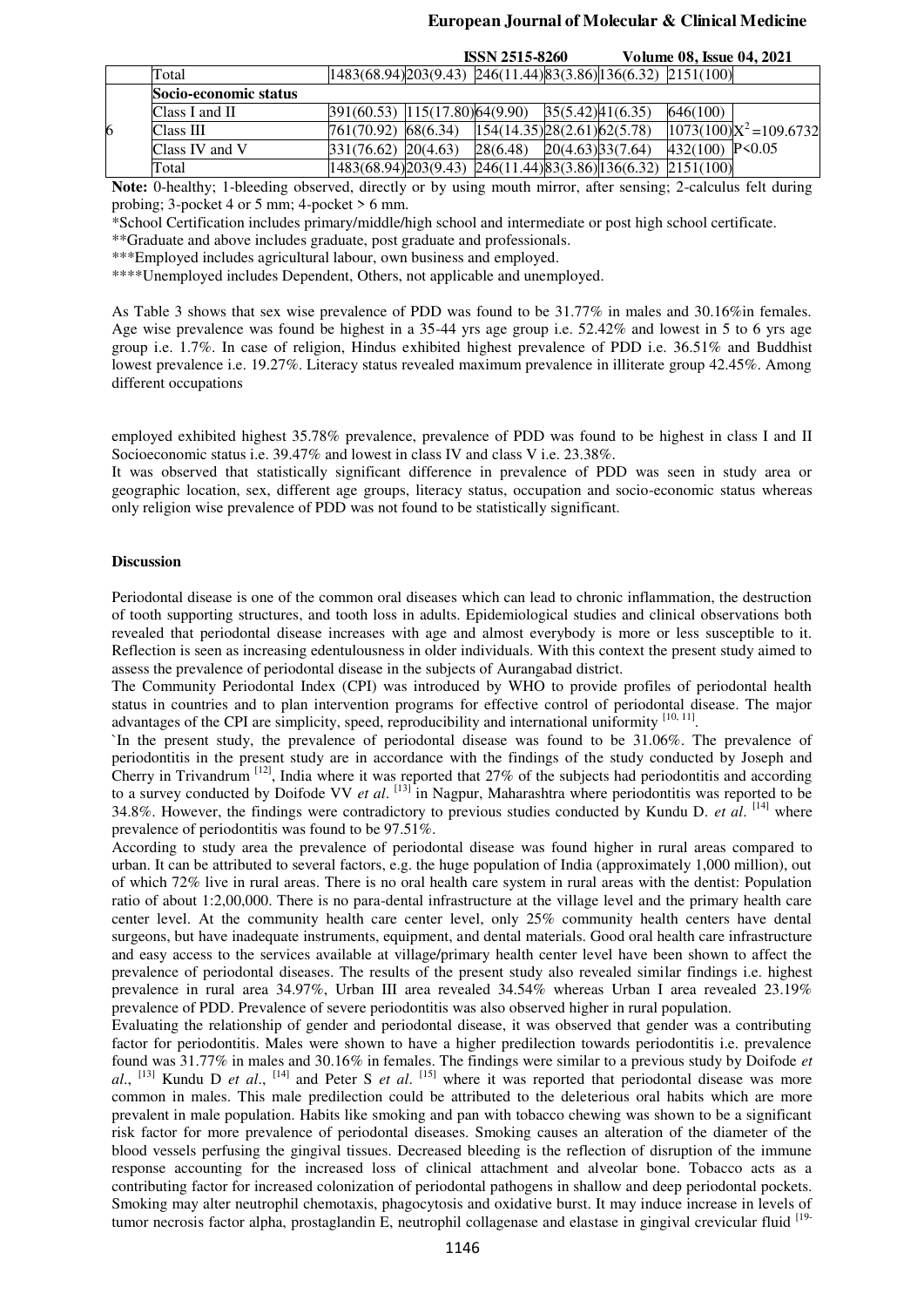| | Total | 1483(68.94) | 203(9.43) | 246(11.44) | 83(3.86) | 136(6.32) | 2151(100) | |
|---|---|---|---|---|---|---|---|---|
| 6 | **Socio-economic status** | | | | | | | |
| | Class I and II | 391(60.53) | 115(17.80) | 64(9.90) | 35(5.42) | 41(6.35) | 646(100) | |
| | Class III | 761(70.92) | 68(6.34) | 154(14.35) | 28(2.61) | 62(5.78) | 1073(100) | $X^2$=109.6732 |
| | Class IV and V | 331(76.62) | 20(4.63) | 28(6.48) | 20(4.63) | 33(7.64) | 432(100) | P<0.05 |
| | Total | 1483(68.94) | 203(9.43) | 246(11.44) | 83(3.86) | 136(6.32) | 2151(100) | |

**Note:** 0-healthy; 1-bleeding observed, directly or by using mouth mirror, after sensing; 2-calculus felt during probing; 3-pocket 4 or 5 mm; 4-pocket > 6 mm.

*School Certification includes primary/middle/high school and intermediate or post high school certificate.

**Graduate and above includes graduate, post graduate and professionals.

***Employed includes agricultural labour, own business and employed.

****Unemployed includes Dependent, Others, not applicable and unemployed.

As Table 3 shows that sex wise prevalence of PDD was found to be 31.77% in males and 30.16%in females. Age wise prevalence was found be highest in a 35-44 yrs age group i.e. 52.42% and lowest in 5 to 6 yrs age group i.e. 1.7%. In case of religion, Hindus exhibited highest prevalence of PDD i.e. 36.51% and Buddhist lowest prevalence i.e. 19.27%. Literacy status revealed maximum prevalence in illiterate group 42.45%. Among different occupations

employed exhibited highest 35.78% prevalence, prevalence of PDD was found to be highest in class I and II Socioeconomic status i.e. 39.47% and lowest in class IV and class V i.e. 23.38%.

It was observed that statistically significant difference in prevalence of PDD was seen in study area or geographic location, sex, different age groups, literacy status, occupation and socio-economic status whereas only religion wise prevalence of PDD was not found to be statistically significant.

**Discussion**

Periodontal disease is one of the common oral diseases which can lead to chronic inflammation, the destruction of tooth supporting structures, and tooth loss in adults. Epidemiological studies and clinical observations both revealed that periodontal disease increases with age and almost everybody is more or less susceptible to it. Reflection is seen as increasing edentulousness in older individuals. With this context the present study aimed to assess the prevalence of periodontal disease in the subjects of Aurangabad district.

The Community Periodontal Index (CPI) was introduced by WHO to provide profiles of periodontal health status in countries and to plan intervention programs for effective control of periodontal disease. The major advantages of the CPI are simplicity, speed, reproducibility and international uniformity [10, 11].

`In the present study, the prevalence of periodontal disease was found to be 31.06%. The prevalence of periodontitis in the present study are in accordance with the findings of the study conducted by Joseph and Cherry in Trivandrum [12], India where it was reported that 27% of the subjects had periodontitis and according to a survey conducted by Doifode VV *et al*. [13] in Nagpur, Maharashtra where periodontitis was reported to be 34.8%. However, the findings were contradictory to previous studies conducted by Kundu D. *et al*. [14] where prevalence of periodontitis was found to be 97.51%.

According to study area the prevalence of periodontal disease was found higher in rural areas compared to urban. It can be attributed to several factors, e.g. the huge population of India (approximately 1,000 million), out of which 72% live in rural areas. There is no oral health care system in rural areas with the dentist: Population ratio of about 1:2,00,000. There is no para-dental infrastructure at the village level and the primary health care center level. At the community health care center level, only 25% community health centers have dental surgeons, but have inadequate instruments, equipment, and dental materials. Good oral health care infrastructure and easy access to the services available at village/primary health center level have been shown to affect the prevalence of periodontal diseases. The results of the present study also revealed similar findings i.e. highest prevalence in rural area 34.97%, Urban III area revealed 34.54% whereas Urban I area revealed 23.19% prevalence of PDD. Prevalence of severe periodontitis was also observed higher in rural population.

Evaluating the relationship of gender and periodontal disease, it was observed that gender was a contributing factor for periodontitis. Males were shown to have a higher predilection towards periodontitis i.e. prevalence found was 31.77% in males and 30.16% in females. The findings were similar to a previous study by Doifode *et al*., [13] Kundu D *et al*., [14] and Peter S *et al*. [15] where it was reported that periodontal disease was more common in males. This male predilection could be attributed to the deleterious oral habits which are more prevalent in male population. Habits like smoking and pan with tobacco chewing was shown to be a significant risk factor for more prevalence of periodontal diseases. Smoking causes an alteration of the diameter of the blood vessels perfusing the gingival tissues. Decreased bleeding is the reflection of disruption of the immune response accounting for the increased loss of clinical attachment and alveolar bone. Tobacco acts as a contributing factor for increased colonization of periodontal pathogens in shallow and deep periodontal pockets. Smoking may alter neutrophil chemotaxis, phagocytosis and oxidative burst. It may induce increase in levels of tumor necrosis factor alpha, prostaglandin E, neutrophil collagenase and elastase in gingival crevicular fluid [19-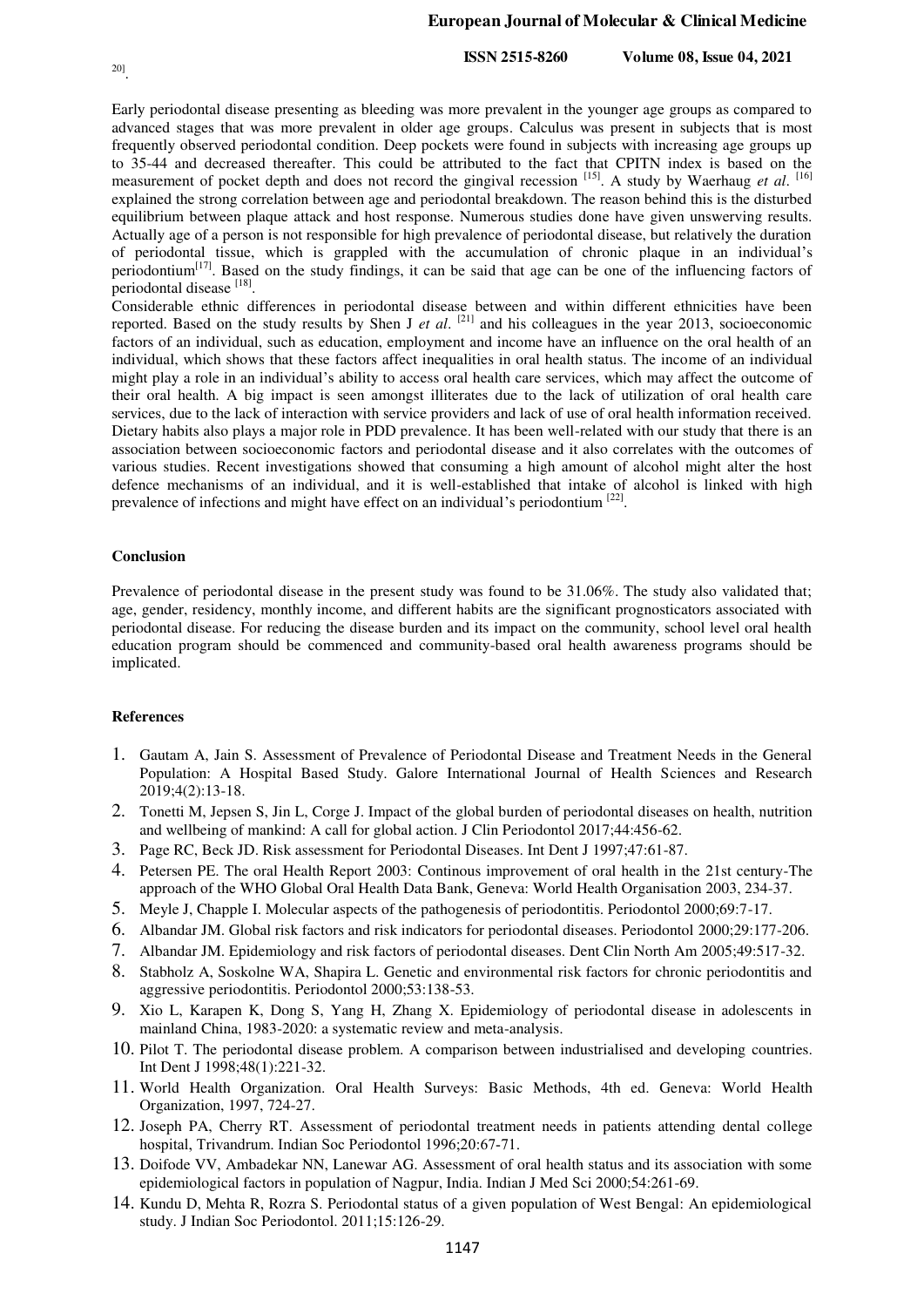20].

Early periodontal disease presenting as bleeding was more prevalent in the younger age groups as compared to advanced stages that was more prevalent in older age groups. Calculus was present in subjects that is most frequently observed periodontal condition. Deep pockets were found in subjects with increasing age groups up to 35-44 and decreased thereafter. This could be attributed to the fact that CPITN index is based on the measurement of pocket depth and does not record the gingival recession [15]. A study by Waerhaug *et al*. [16] explained the strong correlation between age and periodontal breakdown. The reason behind this is the disturbed equilibrium between plaque attack and host response. Numerous studies done have given unswerving results. Actually age of a person is not responsible for high prevalence of periodontal disease, but relatively the duration of periodontal tissue, which is grappled with the accumulation of chronic plaque in an individual's periodontium[17]. Based on the study findings, it can be said that age can be one of the influencing factors of periodontal disease [18].

Considerable ethnic differences in periodontal disease between and within different ethnicities have been reported. Based on the study results by Shen J *et al*. [21] and his colleagues in the year 2013, socioeconomic factors of an individual, such as education, employment and income have an influence on the oral health of an individual, which shows that these factors affect inequalities in oral health status. The income of an individual might play a role in an individual's ability to access oral health care services, which may affect the outcome of their oral health. A big impact is seen amongst illiterates due to the lack of utilization of oral health care services, due to the lack of interaction with service providers and lack of use of oral health information received. Dietary habits also plays a major role in PDD prevalence. It has been well-related with our study that there is an association between socioeconomic factors and periodontal disease and it also correlates with the outcomes of various studies. Recent investigations showed that consuming a high amount of alcohol might alter the host defence mechanisms of an individual, and it is well-established that intake of alcohol is linked with high prevalence of infections and might have effect on an individual's periodontium [22].

## Conclusion

Prevalence of periodontal disease in the present study was found to be 31.06%. The study also validated that; age, gender, residency, monthly income, and different habits are the significant prognosticators associated with periodontal disease. For reducing the disease burden and its impact on the community, school level oral health education program should be commenced and community-based oral health awareness programs should be implicated.

## References

1. Gautam A, Jain S. Assessment of Prevalence of Periodontal Disease and Treatment Needs in the General Population: A Hospital Based Study. Galore International Journal of Health Sciences and Research 2019;4(2):13-18.
2. Tonetti M, Jepsen S, Jin L, Corge J. Impact of the global burden of periodontal diseases on health, nutrition and wellbeing of mankind: A call for global action. J Clin Periodontol 2017;44:456-62.
3. Page RC, Beck JD. Risk assessment for Periodontal Diseases. Int Dent J 1997;47:61-87.
4. Petersen PE. The oral Health Report 2003: Continous improvement of oral health in the 21st century-The approach of the WHO Global Oral Health Data Bank, Geneva: World Health Organisation 2003, 234-37.
5. Meyle J, Chapple I. Molecular aspects of the pathogenesis of periodontitis. Periodontol 2000;69:7-17.
6. Albandar JM. Global risk factors and risk indicators for periodontal diseases. Periodontol 2000;29:177-206.
7. Albandar JM. Epidemiology and risk factors of periodontal diseases. Dent Clin North Am 2005;49:517-32.
8. Stabholz A, Soskolne WA, Shapira L. Genetic and environmental risk factors for chronic periodontitis and aggressive periodontitis. Periodontol 2000;53:138-53.
9. Xio L, Karapen K, Dong S, Yang H, Zhang X. Epidemiology of periodontal disease in adolescents in mainland China, 1983-2020: a systematic review and meta-analysis.
10. Pilot T. The periodontal disease problem. A comparison between industrialised and developing countries. Int Dent J 1998;48(1):221-32.
11. World Health Organization. Oral Health Surveys: Basic Methods, 4th ed. Geneva: World Health Organization, 1997, 724-27.
12. Joseph PA, Cherry RT. Assessment of periodontal treatment needs in patients attending dental college hospital, Trivandrum. Indian Soc Periodontol 1996;20:67-71.
13. Doifode VV, Ambadekar NN, Lanewar AG. Assessment of oral health status and its association with some epidemiological factors in population of Nagpur, India. Indian J Med Sci 2000;54:261-69.
14. Kundu D, Mehta R, Rozra S. Periodontal status of a given population of West Bengal: An epidemiological study. J Indian Soc Periodontol. 2011;15:126-29.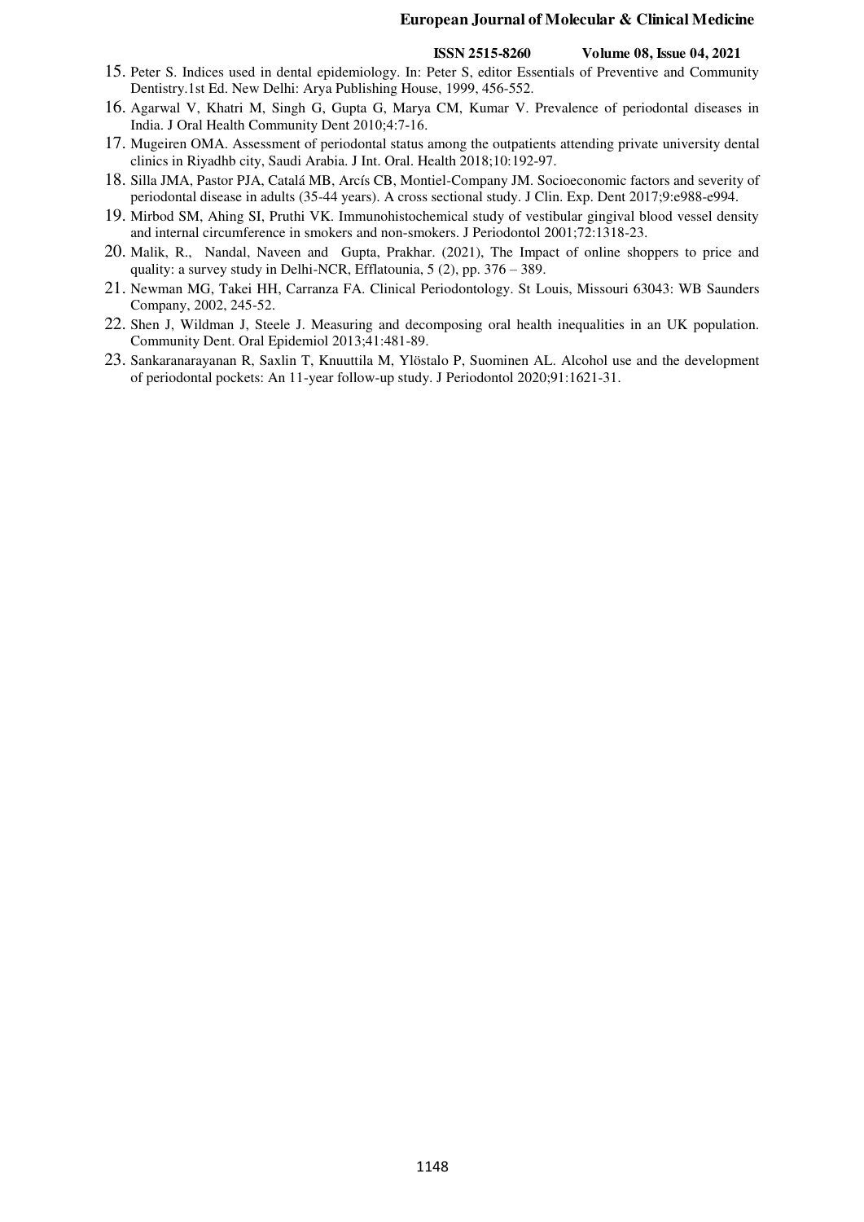15. Peter S. Indices used in dental epidemiology. In: Peter S, editor Essentials of Preventive and Community Dentistry.1st Ed. New Delhi: Arya Publishing House, 1999, 456-552.
16. Agarwal V, Khatri M, Singh G, Gupta G, Marya CM, Kumar V. Prevalence of periodontal diseases in India. J Oral Health Community Dent 2010;4:7-16.
17. Mugeiren OMA. Assessment of periodontal status among the outpatients attending private university dental clinics in Riyadhb city, Saudi Arabia. J Int. Oral. Health 2018;10:192-97.
18. Silla JMA, Pastor PJA, Catalá MB, Arcís CB, Montiel-Company JM. Socioeconomic factors and severity of periodontal disease in adults (35-44 years). A cross sectional study. J Clin. Exp. Dent 2017;9:e988-e994.
19. Mirbod SM, Ahing SI, Pruthi VK. Immunohistochemical study of vestibular gingival blood vessel density and internal circumference in smokers and non-smokers. J Periodontol 2001;72:1318-23.
20. Malik, R., Nandal, Naveen and Gupta, Prakhar. (2021), The Impact of online shoppers to price and quality: a survey study in Delhi-NCR, Efflatounia, 5 (2), pp. 376 – 389.
21. Newman MG, Takei HH, Carranza FA. Clinical Periodontology. St Louis, Missouri 63043: WB Saunders Company, 2002, 245-52.
22. Shen J, Wildman J, Steele J. Measuring and decomposing oral health inequalities in an UK population. Community Dent. Oral Epidemiol 2013;41:481-89.
23. Sankaranarayanan R, Saxlin T, Knuuttila M, Ylöstalo P, Suominen AL. Alcohol use and the development of periodontal pockets: An 11-year follow-up study. J Periodontol 2020;91:1621-31.